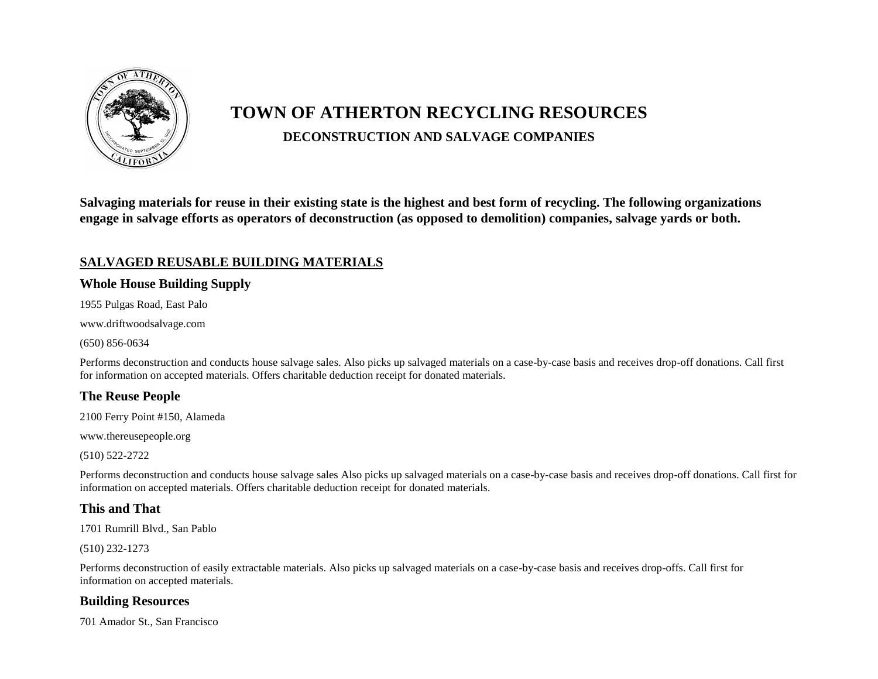# TOWN OF ATHERTON RECYCLING RESOURCES

## DECONSTRUCTION AND SALVAGE COMPANIES

**Salvaging materials for reuse in their existing state is the highest and best form of recycling. The following organizations engage in salvage efforts as operators of deconstruction (as opposed to demolition) companies, salvage yards or both.**

## SALVAGED REUSABLE BUILDING MATERIALS

### Whole House Building Supply

1955 Pulgas Road, East Palo

www.driftwoodsalvage.com

(650) 856-0634

Performs deconstruction and conducts house salvage sales. Also picks up salvaged materials on a case-by-case basis and receives drop-off donations. Call first for information on accepted materials. Offers charitable deduction receipt for donated materials.

### The Reuse People

2100 Ferry Point #150, Alameda

www.thereusepeople.org

(510) 522-2722

Performs deconstruction and conducts house salvage sales Also picks up salvaged materials on a case-by-case basis and receives drop-off donations. Call first for information on accepted materials. Offers charitable deduction receipt for donated materials.

### This and That

1701 Rumrill Blvd., San Pablo

(510) 232-1273

Performs deconstruction of easily extractable materials. Also picks up salvaged materials on a case-by-case basis and receives drop-offs. Call first for information on accepted materials.

### Building Resources

701 Amador St., San Francisco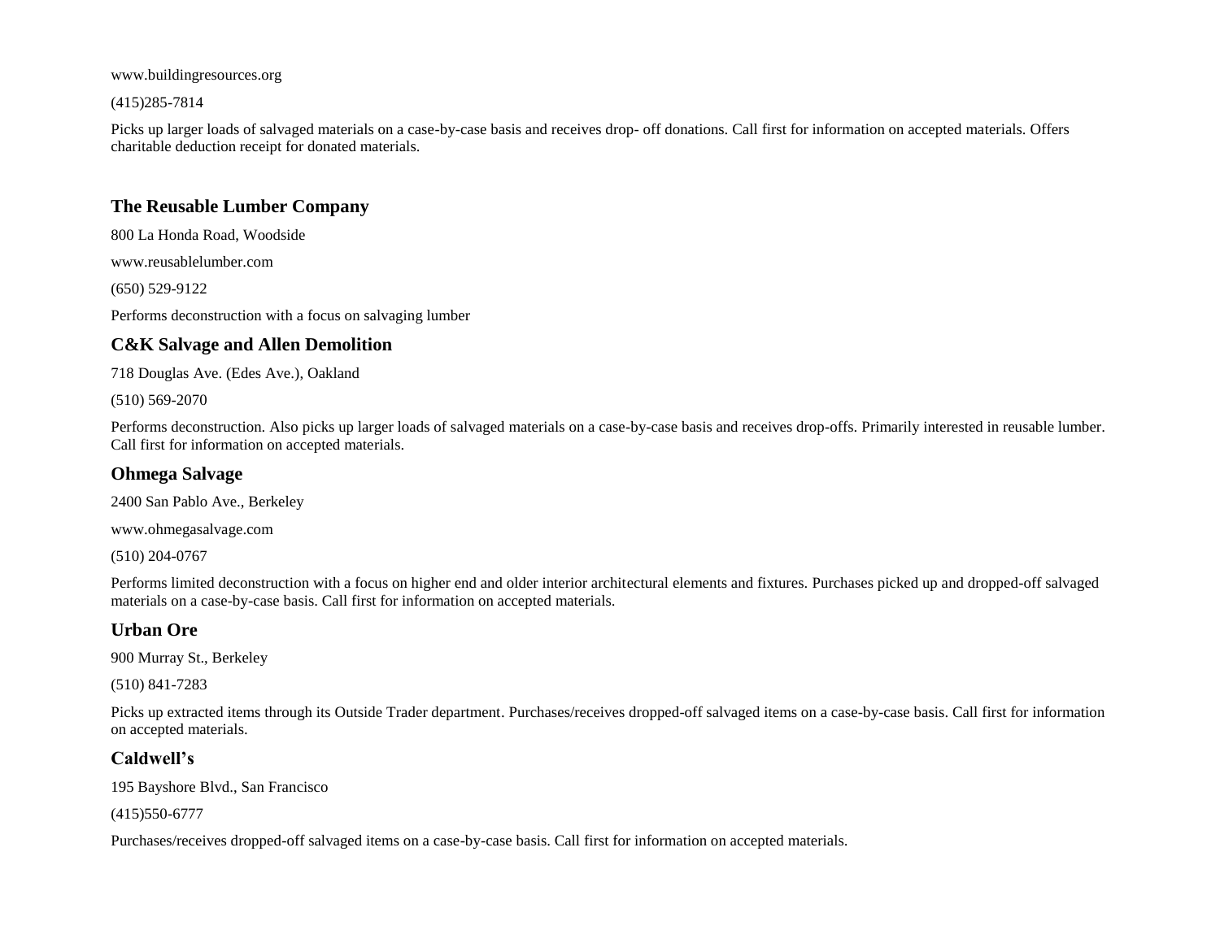www.buildingresources.org

(415)285-7814

Picks up larger loads of salvaged materials on a case-by-case basis and receives drop- off donations. Call first for information on accepted materials. Offers charitable deduction receipt for donated materials.

### The Reusable Lumber Company

800 La Honda Road, Woodside

www.reusablelumber.com

(650) 529-9122

Performs deconstruction with a focus on salvaging lumber

### C&K Salvage and Allen Demolition

718 Douglas Ave. (Edes Ave.), Oakland

(510) 569-2070

Performs deconstruction. Also picks up larger loads of salvaged materials on a case-by-case basis and receives drop-offs. Primarily interested in reusable lumber. Call first for information on accepted materials.

### Ohmega Salvage

2400 San Pablo Ave., Berkeley

www.ohmegasalvage.com

(510) 204-0767

Performs limited deconstruction with a focus on higher end and older interior architectural elements and fixtures. Purchases picked up and dropped-off salvaged materials on a case-by-case basis. Call first for information on accepted materials.

### Urban Ore

900 Murray St., Berkeley

(510) 841-7283

Picks up extracted items through its Outside Trader department. Purchases/receives dropped-off salvaged items on a case-by-case basis. Call first for information on accepted materials.

### Caldwell's

195 Bayshore Blvd., San Francisco

(415)550-6777

Purchases/receives dropped-off salvaged items on a case-by-case basis. Call first for information on accepted materials.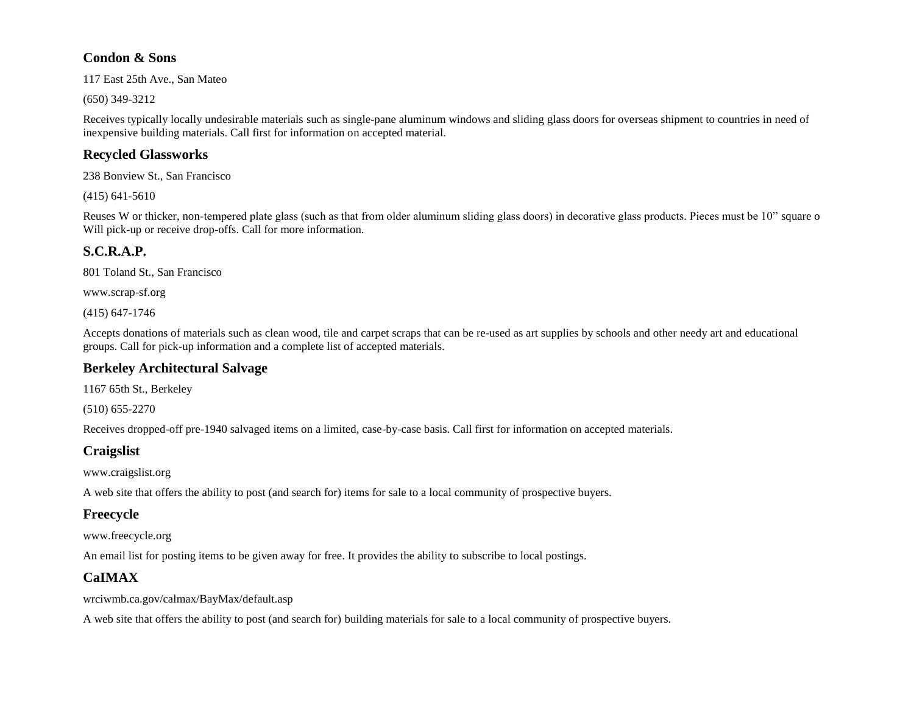### Condon & Sons

117 East 25th Ave., San Mateo

(650) 349-3212

Receives typically locally undesirable materials such as single-pane aluminum windows and sliding glass doors for overseas shipment to countries in need of inexpensive building materials. Call first for information on accepted material.

### Recycled Glassworks

238 Bonview St., San Francisco

(415) 641-5610

Reuses W or thicker, non-tempered plate glass (such as that from older aluminum sliding glass doors) in decorative glass products. Pieces must be 10" square o Will pick-up or receive drop-offs. Call for more information.

### S.C.R.A.P.

801 Toland St., San Francisco

www.scrap-sf.org

(415) 647-1746

Accepts donations of materials such as clean wood, tile and carpet scraps that can be re-used as art supplies by schools and other needy art and educational groups. Call for pick-up information and a complete list of accepted materials.

### Berkeley Architectural Salvage

1167 65th St., Berkeley

(510) 655-2270

Receives dropped-off pre-1940 salvaged items on a limited, case-by-case basis. Call first for information on accepted materials.

### Craigslist

www.craigslist.org

A web site that offers the ability to post (and search for) items for sale to a local community of prospective buyers.

### Freecycle

www.freecycle.org

An email list for posting items to be given away for free. It provides the ability to subscribe to local postings.

### CaIMAX

wrciwmb.ca.gov/calmax/BayMax/default.asp

A web site that offers the ability to post (and search for) building materials for sale to a local community of prospective buyers.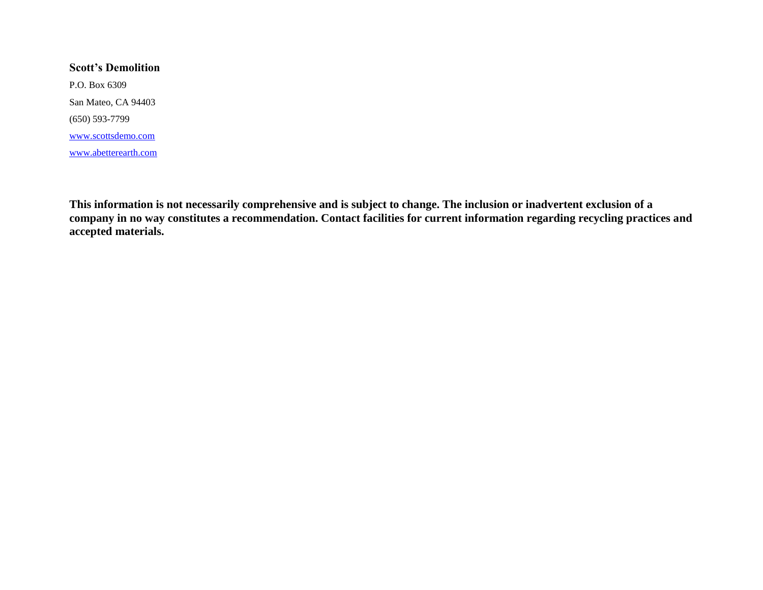**Scott's Demolition**

P.O. Box 6309

San Mateo, CA 94403

(650) 593-7799

www.scottsdemo.com

www.abetterearth.com

**This information is not necessarily comprehensive and is subject to change. The inclusion or inadvertent exclusion of a company in no way constitutes a recommendation. Contact facilities for current information regarding recycling practices and accepted materials.**